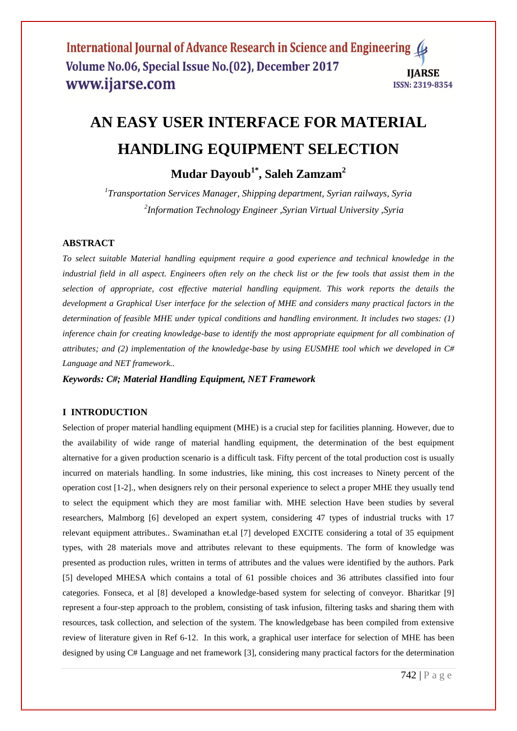# AN EASY USER INTERFACE FOR MATERIAL HANDLING EQUIPMENT SELECTION

**Mudar Dayoub[1*], Saleh Zamzam[2]**

*[1]Transportation Services Manager, Shipping department, Syrian railways, Syria*

*[2]Information Technology Engineer ,Syrian Virtual University ,Syria*

## ABSTRACT

*To select suitable Material handling equipment require a good experience and technical knowledge in the industrial field in all aspect. Engineers often rely on the check list or the few tools that assist them in the selection of appropriate, cost effective material handling equipment. This work reports the details the development a Graphical User interface for the selection of MHE and considers many practical factors in the determination of feasible MHE under typical conditions and handling environment. It includes two stages: (1) inference chain for creating knowledge-base to identify the most appropriate equipment for all combination of attributes; and (2) implementation of the knowledge-base by using EUSMHE tool which we developed in C# Language and NET framework..*

***Keywords: C#; Material Handling Equipment, NET Framework***

## I INTRODUCTION

Selection of proper material handling equipment (MHE) is a crucial step for facilities planning. However, due to the availability of wide range of material handling equipment, the determination of the best equipment alternative for a given production scenario is a difficult task. Fifty percent of the total production cost is usually incurred on materials handling. In some industries, like mining, this cost increases to Ninety percent of the operation cost [1-2]., when designers rely on their personal experience to select a proper MHE they usually tend to select the equipment which they are most familiar with. MHE selection Have been studies by several researchers, Malmborg [6] developed an expert system, considering 47 types of industrial trucks with 17 relevant equipment attributes.. Swaminathan et.al [7] developed EXCITE considering a total of 35 equipment types, with 28 materials move and attributes relevant to these equipments. The form of knowledge was presented as production rules, written in terms of attributes and the values were identified by the authors. Park [5] developed MHESA which contains a total of 61 possible choices and 36 attributes classified into four categories. Fonseca, et al [8] developed a knowledge-based system for selecting of conveyor. Bharitkar [9] represent a four-step approach to the problem, consisting of task infusion, filtering tasks and sharing them with resources, task collection, and selection of the system. The knowledgebase has been compiled from extensive review of literature given in Ref 6-12. In this work, a graphical user interface for selection of MHE has been designed by using C# Language and net framework [3], considering many practical factors for the determination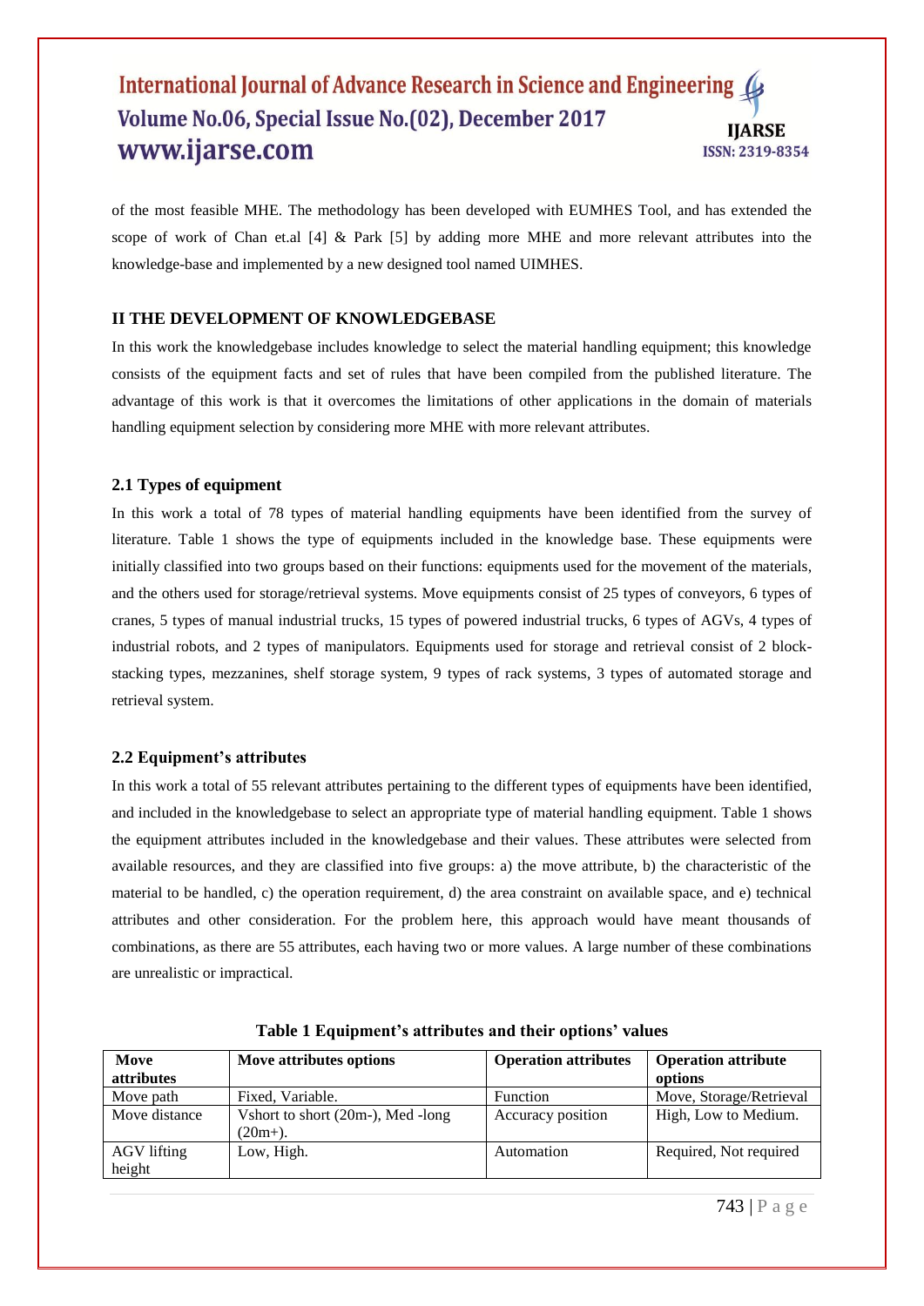of the most feasible MHE. The methodology has been developed with EUMHES Tool, and has extended the scope of work of Chan et.al [4] & Park [5] by adding more MHE and more relevant attributes into the knowledge-base and implemented by a new designed tool named UIMHES.

## II THE DEVELOPMENT OF KNOWLEDGEBASE

In this work the knowledgebase includes knowledge to select the material handling equipment; this knowledge consists of the equipment facts and set of rules that have been compiled from the published literature. The advantage of this work is that it overcomes the limitations of other applications in the domain of materials handling equipment selection by considering more MHE with more relevant attributes.

### 2.1 Types of equipment

In this work a total of 78 types of material handling equipments have been identified from the survey of literature. Table 1 shows the type of equipments included in the knowledge base. These equipments were initially classified into two groups based on their functions: equipments used for the movement of the materials, and the others used for storage/retrieval systems. Move equipments consist of 25 types of conveyors, 6 types of cranes, 5 types of manual industrial trucks, 15 types of powered industrial trucks, 6 types of AGVs, 4 types of industrial robots, and 2 types of manipulators. Equipments used for storage and retrieval consist of 2 block-stacking types, mezzanines, shelf storage system, 9 types of rack systems, 3 types of automated storage and retrieval system.

### 2.2 Equipment's attributes

In this work a total of 55 relevant attributes pertaining to the different types of equipments have been identified, and included in the knowledgebase to select an appropriate type of material handling equipment. Table 1 shows the equipment attributes included in the knowledgebase and their values. These attributes were selected from available resources, and they are classified into five groups: a) the move attribute, b) the characteristic of the material to be handled, c) the operation requirement, d) the area constraint on available space, and e) technical attributes and other consideration. For the problem here, this approach would have meant thousands of combinations, as there are 55 attributes, each having two or more values. A large number of these combinations are unrealistic or impractical.

**Table 1 Equipment's attributes and their options' values**

| Move attributes | Move attributes options | Operation attributes | Operation attribute options |
|---|---|---|---|
| Move path | Fixed, Variable. | Function | Move, Storage/Retrieval |
| Move distance | Vshort to short (20m-), Med -long (20m+). | Accuracy position | High, Low to Medium. |
| AGV lifting height | Low, High. | Automation | Required, Not required |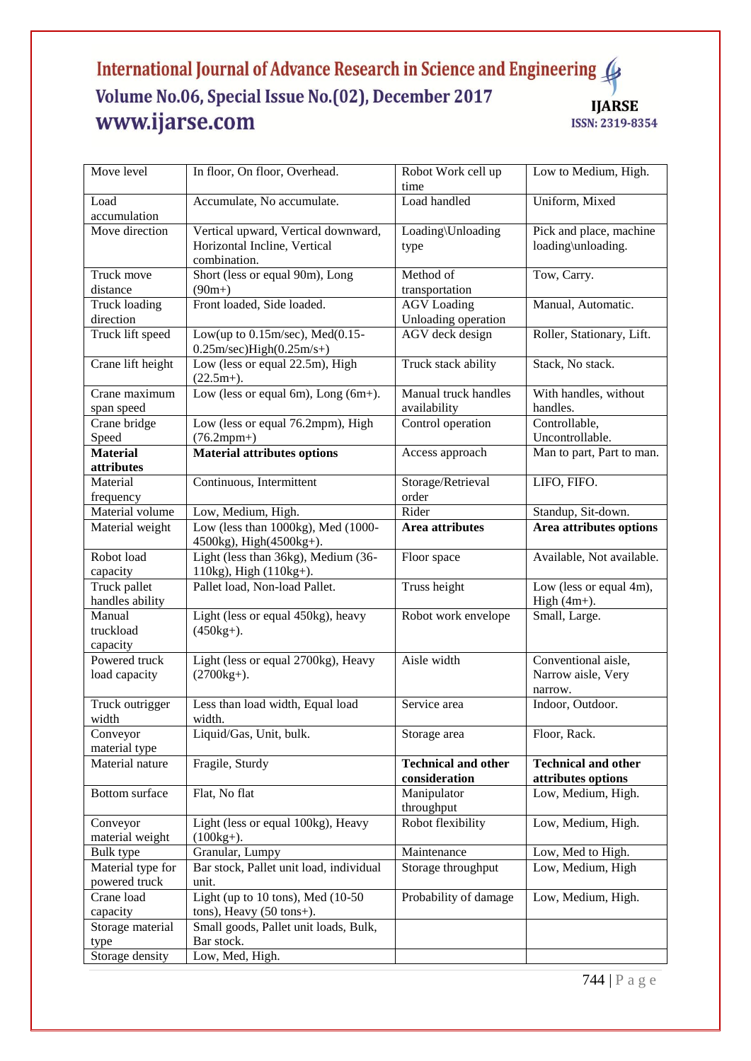| Move level | In floor, On floor, Overhead. | Robot Work cell up time | Low to Medium, High. |
|---|---|---|---|
| Load accumulation | Accumulate, No accumulate. | Load handled | Uniform, Mixed |
| Move direction | Vertical upward, Vertical downward, Horizontal Incline, Vertical combination. | Loading\Unloading type | Pick and place, machine loading\unloading. |
| Truck move distance | Short (less or equal 90m), Long (90m+) | Method of transportation | Tow, Carry. |
| Truck loading direction | Front loaded, Side loaded. | AGV Loading Unloading operation | Manual, Automatic. |
| Truck lift speed | Low(up to 0.15m/sec), Med(0.15-0.25m/sec)High(0.25m/s+) | AGV deck design | Roller, Stationary, Lift. |
| Crane lift height | Low (less or equal 22.5m), High (22.5m+). | Truck stack ability | Stack, No stack. |
| Crane maximum span speed | Low (less or equal 6m), Long (6m+). | Manual truck handles availability | With handles, without handles. |
| Crane bridge Speed | Low (less or equal 76.2mpm), High (76.2mpm+) | Control operation | Controllable, Uncontrollable. |
| **Material attributes** | **Material attributes options** | Access approach | Man to part, Part to man. |
| Material frequency | Continuous, Intermittent | Storage/Retrieval order | LIFO, FIFO. |
| Material volume | Low, Medium, High. | Rider | Standup, Sit-down. |
| Material weight | Low (less than 1000kg), Med (1000-4500kg), High(4500kg+). | **Area attributes** | **Area attributes options** |
| Robot load capacity | Light (less than 36kg), Medium (36-110kg), High (110kg+). | Floor space | Available, Not available. |
| Truck pallet handles ability | Pallet load, Non-load Pallet. | Truss height | Low (less or equal 4m), High (4m+). |
| Manual truckload capacity | Light (less or equal 450kg), heavy (450kg+). | Robot work envelope | Small, Large. |
| Powered truck load capacity | Light (less or equal 2700kg), Heavy (2700kg+). | Aisle width | Conventional aisle, Narrow aisle, Very narrow. |
| Truck outrigger width | Less than load width, Equal load width. | Service area | Indoor, Outdoor. |
| Conveyor material type | Liquid/Gas, Unit, bulk. | Storage area | Floor, Rack. |
| Material nature | Fragile, Sturdy | **Technical and other consideration** | **Technical and other attributes options** |
| Bottom surface | Flat, No flat | Manipulator throughput | Low, Medium, High. |
| Conveyor material weight | Light (less or equal 100kg), Heavy (100kg+). | Robot flexibility | Low, Medium, High. |
| Bulk type | Granular, Lumpy | Maintenance | Low, Med to High. |
| Material type for powered truck | Bar stock, Pallet unit load, individual unit. | Storage throughput | Low, Medium, High |
| Crane load capacity | Light (up to 10 tons), Med (10-50 tons), Heavy (50 tons+). | Probability of damage | Low, Medium, High. |
| Storage material type | Small goods, Pallet unit loads, Bulk, Bar stock. | | |
| Storage density | Low, Med, High. | | |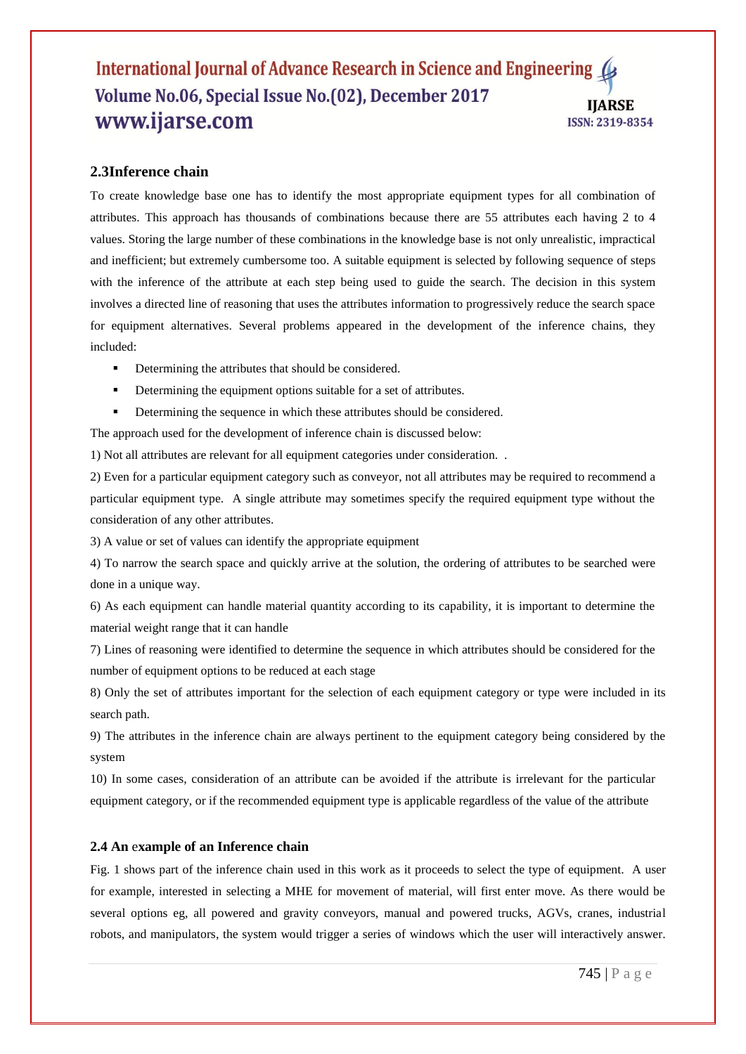### 2.3Inference chain

To create knowledge base one has to identify the most appropriate equipment types for all combination of attributes. This approach has thousands of combinations because there are 55 attributes each having 2 to 4 values. Storing the large number of these combinations in the knowledge base is not only unrealistic, impractical and inefficient; but extremely cumbersome too. A suitable equipment is selected by following sequence of steps with the inference of the attribute at each step being used to guide the search. The decision in this system involves a directed line of reasoning that uses the attributes information to progressively reduce the search space for equipment alternatives. Several problems appeared in the development of the inference chains, they included:

- Determining the attributes that should be considered.
- Determining the equipment options suitable for a set of attributes.
- Determining the sequence in which these attributes should be considered.

The approach used for the development of inference chain is discussed below:

1) Not all attributes are relevant for all equipment categories under consideration. .

2) Even for a particular equipment category such as conveyor, not all attributes may be required to recommend a particular equipment type. A single attribute may sometimes specify the required equipment type without the consideration of any other attributes.

3) A value or set of values can identify the appropriate equipment

4) To narrow the search space and quickly arrive at the solution, the ordering of attributes to be searched were done in a unique way.

6) As each equipment can handle material quantity according to its capability, it is important to determine the material weight range that it can handle

7) Lines of reasoning were identified to determine the sequence in which attributes should be considered for the number of equipment options to be reduced at each stage

8) Only the set of attributes important for the selection of each equipment category or type were included in its search path.

9) The attributes in the inference chain are always pertinent to the equipment category being considered by the system

10) In some cases, consideration of an attribute can be avoided if the attribute is irrelevant for the particular equipment category, or if the recommended equipment type is applicable regardless of the value of the attribute

### 2.4 An example of an Inference chain

Fig. 1 shows part of the inference chain used in this work as it proceeds to select the type of equipment. A user for example, interested in selecting a MHE for movement of material, will first enter move. As there would be several options eg, all powered and gravity conveyors, manual and powered trucks, AGVs, cranes, industrial robots, and manipulators, the system would trigger a series of windows which the user will interactively answer.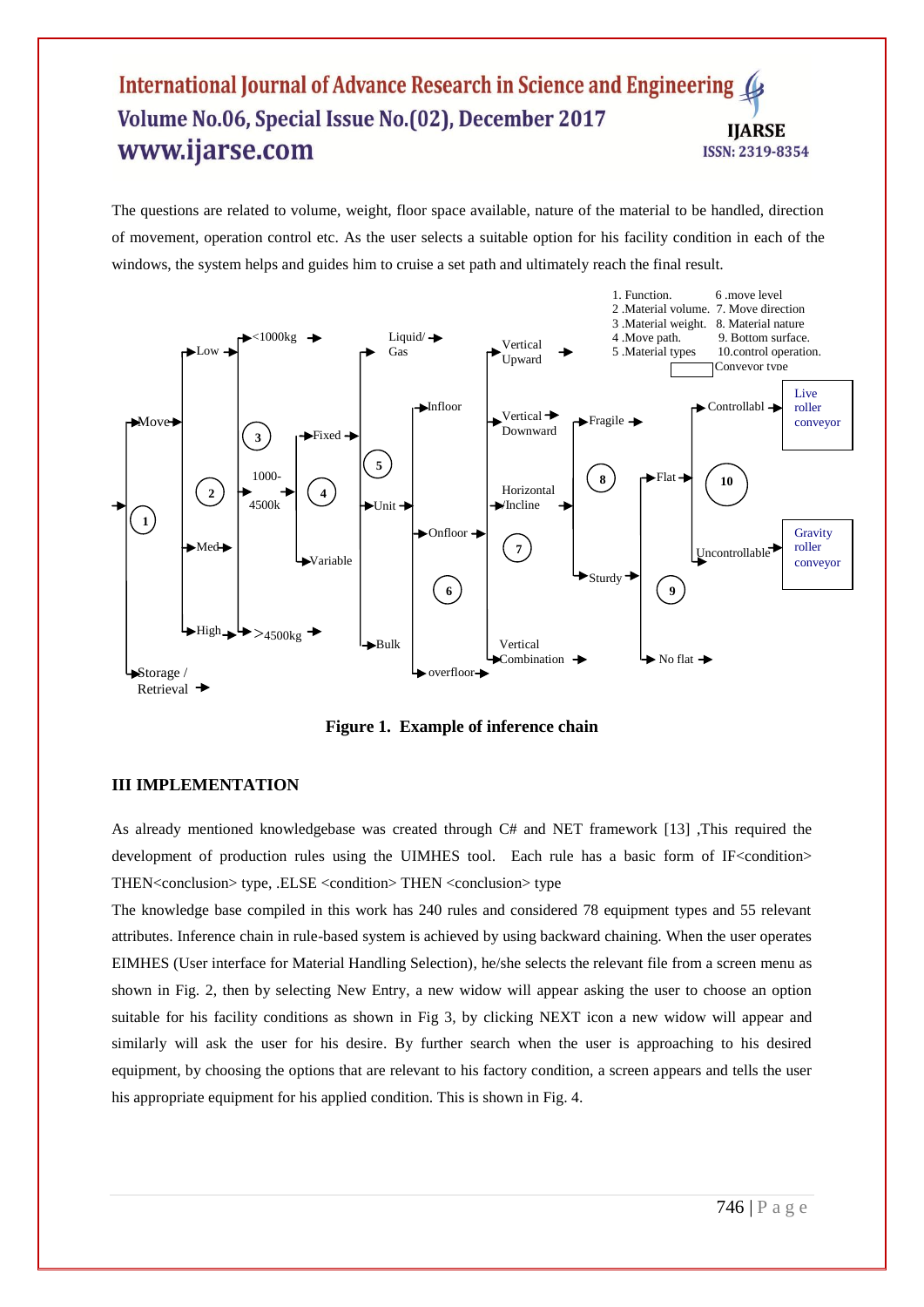The questions are related to volume, weight, floor space available, nature of the material to be handled, direction of movement, operation control etc. As the user selects a suitable option for his facility condition in each of the windows, the system helps and guides him to cruise a set path and ultimately reach the final result.

1. Function.
2. Material volume.
3. Material weight.
4. Move path.
5. Material types
6. move level
7. Move direction
8. Material nature
9. Bottom surface.
10. control operation.

Conveyor type

Move, Storage / Retrieval, Low, Med, High, <1000kg, 1000-4500k, >4500kg, Fixed, Variable, Liquid/Gas, Unit, Bulk, Infloor, Onfloor, overfloor, Vertical Upward, Vertical Downward, Horizontal /Incline, Vertical Combination, Fragile, Sturdy, Flat, No flat, Controllabl, Uncontrollable, Live roller conveyor, Gravity roller conveyor

**Figure 1. Example of inference chain**

## III IMPLEMENTATION

As already mentioned knowledgebase was created through C# and NET framework [13] ,This required the development of production rules using the UIMHES tool. Each rule has a basic form of IF<condition> THEN<conclusion> type, .ELSE <condition> THEN <conclusion> type

The knowledge base compiled in this work has 240 rules and considered 78 equipment types and 55 relevant attributes. Inference chain in rule-based system is achieved by using backward chaining. When the user operates EIMHES (User interface for Material Handling Selection), he/she selects the relevant file from a screen menu as shown in Fig. 2, then by selecting New Entry, a new widow will appear asking the user to choose an option suitable for his facility conditions as shown in Fig 3, by clicking NEXT icon a new widow will appear and similarly will ask the user for his desire. By further search when the user is approaching to his desired equipment, by choosing the options that are relevant to his factory condition, a screen appears and tells the user his appropriate equipment for his applied condition. This is shown in Fig. 4.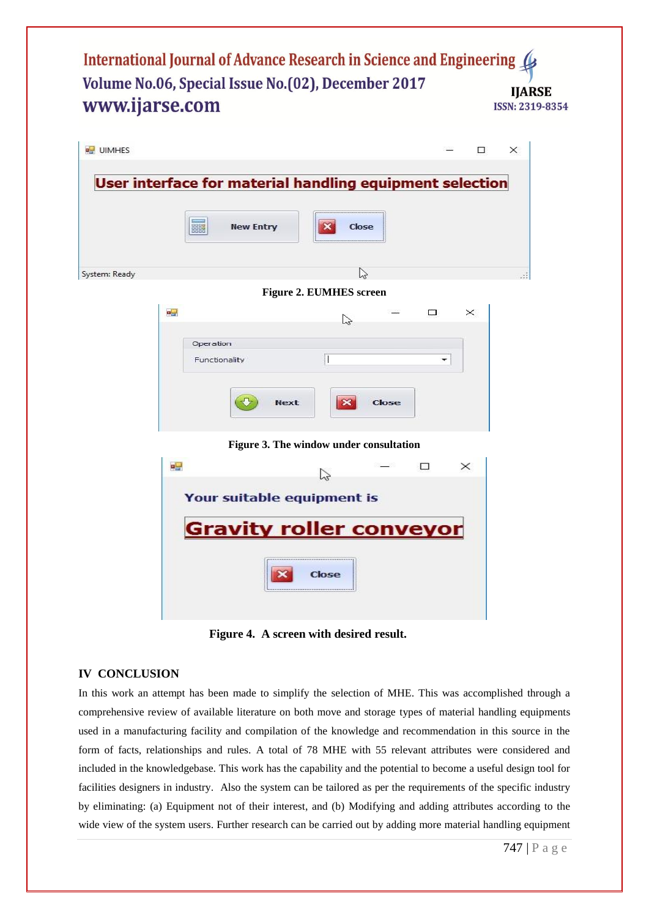UIMHES

User interface for material handling equipment selection

New Entry | Close

System: Ready

**Figure 2. EUMHES screen**

Operation

Functionality

Next | Close

**Figure 3. The window under consultation**

Your suitable equipment is

Gravity roller conveyor

Close

**Figure 4. A screen with desired result.**

## IV CONCLUSION

In this work an attempt has been made to simplify the selection of MHE. This was accomplished through a comprehensive review of available literature on both move and storage types of material handling equipments used in a manufacturing facility and compilation of the knowledge and recommendation in this source in the form of facts, relationships and rules. A total of 78 MHE with 55 relevant attributes were considered and included in the knowledgebase. This work has the capability and the potential to become a useful design tool for facilities designers in industry. Also the system can be tailored as per the requirements of the specific industry by eliminating: (a) Equipment not of their interest, and (b) Modifying and adding attributes according to the wide view of the system users. Further research can be carried out by adding more material handling equipment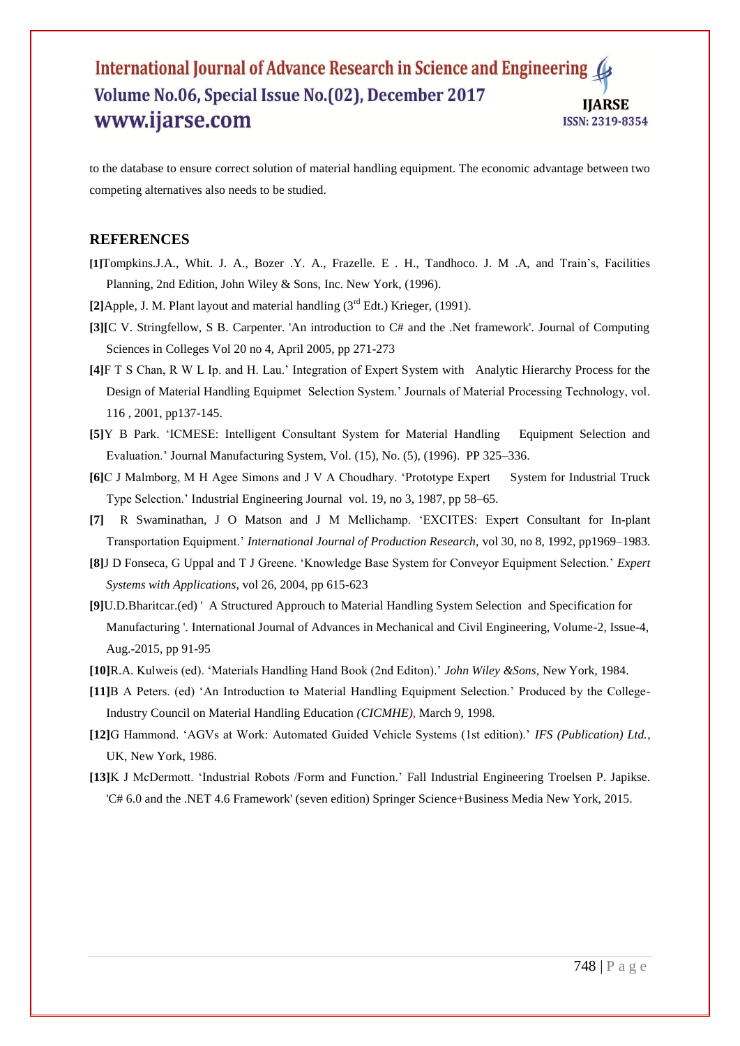to the database to ensure correct solution of material handling equipment. The economic advantage between two competing alternatives also needs to be studied.

## REFERENCES

**[1]**Tompkins.J.A., Whit. J. A., Bozer .Y. A., Frazelle. E . H., Tandhoco. J. M .A, and Train's, Facilities Planning, 2nd Edition, John Wiley & Sons, Inc. New York, (1996).

**[2]**Apple, J. M. Plant layout and material handling (3rd Edt.) Krieger, (1991).

**[3][**C V. Stringfellow, S B. Carpenter. 'An introduction to C# and the .Net framework'. Journal of Computing Sciences in Colleges Vol 20 no 4, April 2005, pp 271-273

**[4]**F T S Chan, R W L Ip. and H. Lau.' Integration of Expert System with Analytic Hierarchy Process for the Design of Material Handling Equipmet Selection System.' Journals of Material Processing Technology, vol. 116 , 2001, pp137-145.

**[5]**Y B Park. 'ICMESE: Intelligent Consultant System for Material Handling Equipment Selection and Evaluation.' Journal Manufacturing System, Vol. (15), No. (5), (1996). PP 325–336.

**[6]**C J Malmborg, M H Agee Simons and J V A Choudhary. 'Prototype Expert System for Industrial Truck Type Selection.' Industrial Engineering Journal vol. 19, no 3, 1987, pp 58–65.

**[7]** R Swaminathan, J O Matson and J M Mellichamp. 'EXCITES: Expert Consultant for In-plant Transportation Equipment.' *International Journal of Production Research*, vol 30, no 8, 1992, pp1969–1983.

**[8]**J D Fonseca, G Uppal and T J Greene. 'Knowledge Base System for Conveyor Equipment Selection.' *Expert Systems with Applications*, vol 26, 2004, pp 615-623

**[9]**U.D.Bharitcar.(ed) ' A Structured Approuch to Material Handling System Selection and Specification for Manufacturing '. International Journal of Advances in Mechanical and Civil Engineering, Volume-2, Issue-4, Aug.-2015, pp 91-95

**[10]**R.A. Kulweis (ed). 'Materials Handling Hand Book (2nd Editon).' *John Wiley &Sons*, New York, 1984.

**[11]**B A Peters. (ed) 'An Introduction to Material Handling Equipment Selection.' Produced by the College-Industry Council on Material Handling Education *(CICMHE)*, March 9, 1998.

**[12]**G Hammond. 'AGVs at Work: Automated Guided Vehicle Systems (1st edition).' *IFS (Publication) Ltd.*, UK, New York, 1986.

**[13]**K J McDermott. 'Industrial Robots /Form and Function.' Fall Industrial Engineering Troelsen P. Japikse. 'C# 6.0 and the .NET 4.6 Framework' (seven edition) Springer Science+Business Media New York, 2015.